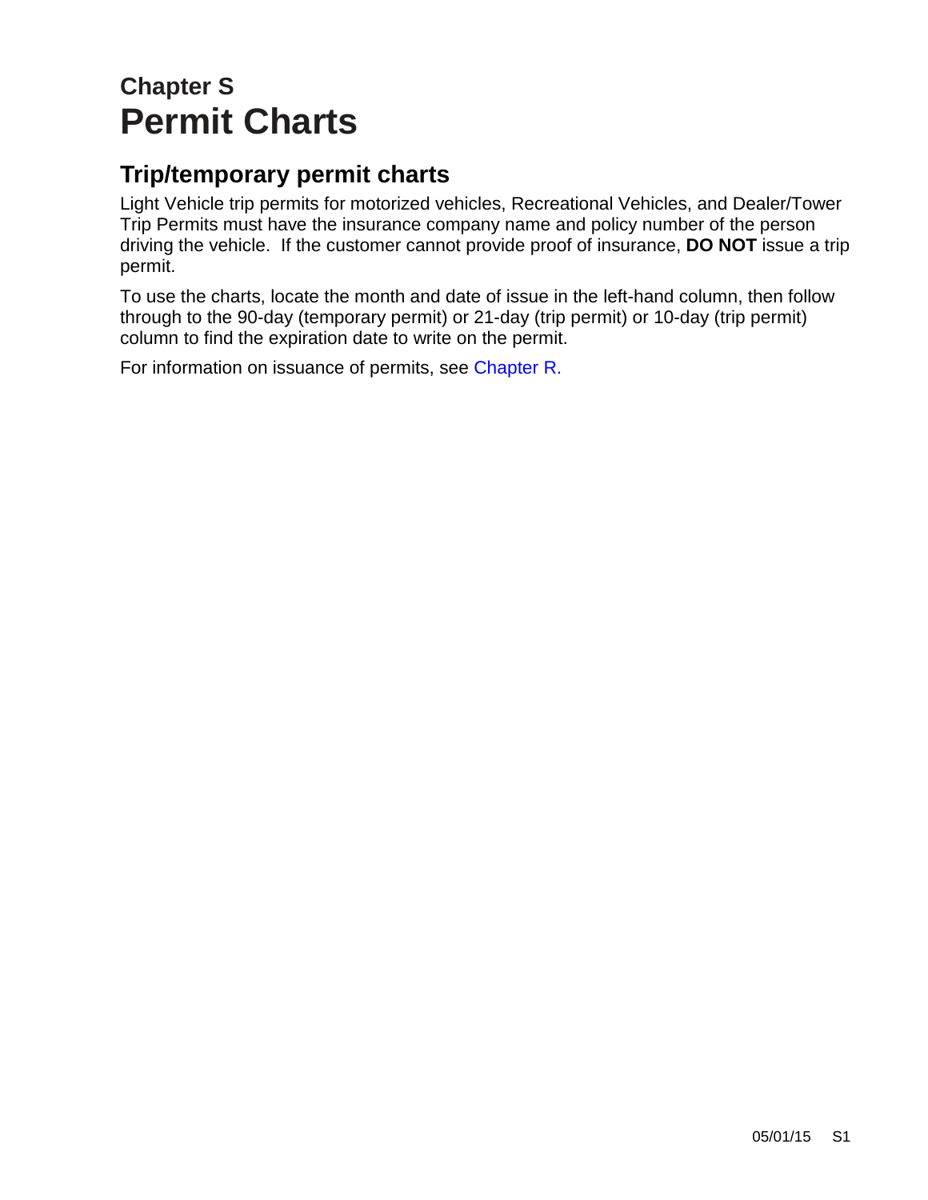# Chapter S
# Permit Charts

## Trip/temporary permit charts

Light Vehicle trip permits for motorized vehicles, Recreational Vehicles, and Dealer/Tower Trip Permits must have the insurance company name and policy number of the person driving the vehicle. If the customer cannot provide proof of insurance, **DO NOT** issue a trip permit.

To use the charts, locate the month and date of issue in the left-hand column, then follow through to the 90-day (temporary permit) or 21-day (trip permit) or 10-day (trip permit) column to find the expiration date to write on the permit.

For information on issuance of permits, see Chapter R.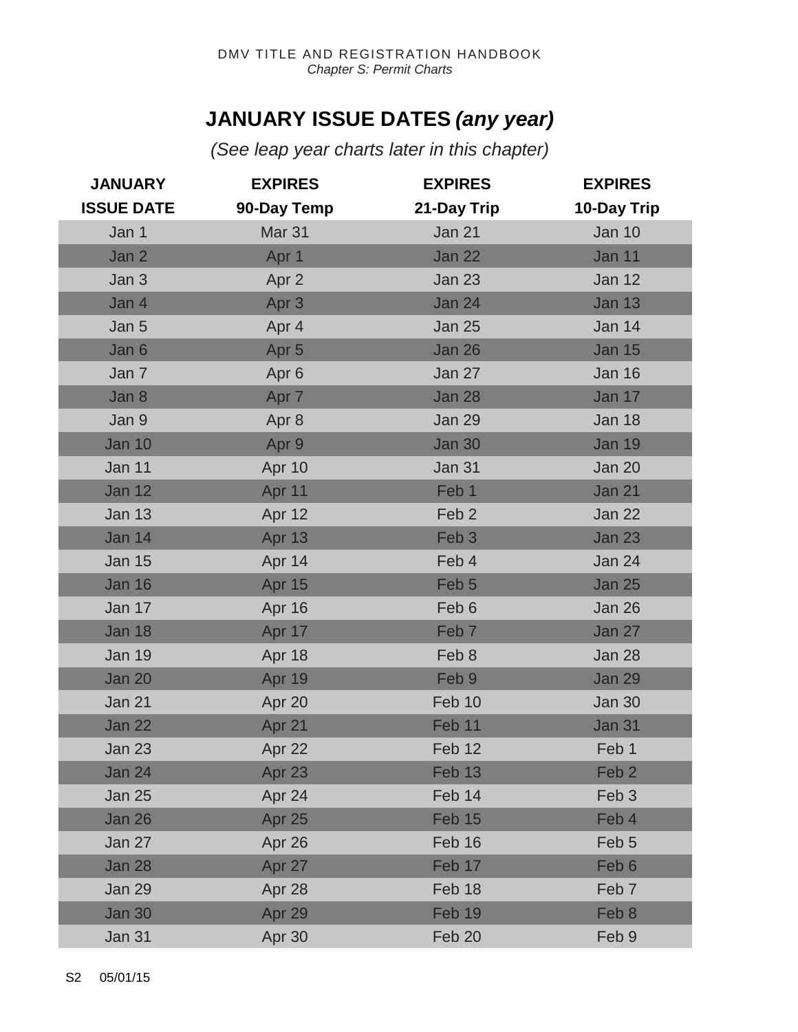## JANUARY ISSUE DATES *(any year)*

*(See leap year charts later in this chapter)*

| JANUARY ISSUE DATE | EXPIRES 90-Day Temp | EXPIRES 21-Day Trip | EXPIRES 10-Day Trip |
|---|---|---|---|
| Jan 1 | Mar 31 | Jan 21 | Jan 10 |
| Jan 2 | Apr 1 | Jan 22 | Jan 11 |
| Jan 3 | Apr 2 | Jan 23 | Jan 12 |
| Jan 4 | Apr 3 | Jan 24 | Jan 13 |
| Jan 5 | Apr 4 | Jan 25 | Jan 14 |
| Jan 6 | Apr 5 | Jan 26 | Jan 15 |
| Jan 7 | Apr 6 | Jan 27 | Jan 16 |
| Jan 8 | Apr 7 | Jan 28 | Jan 17 |
| Jan 9 | Apr 8 | Jan 29 | Jan 18 |
| Jan 10 | Apr 9 | Jan 30 | Jan 19 |
| Jan 11 | Apr 10 | Jan 31 | Jan 20 |
| Jan 12 | Apr 11 | Feb 1 | Jan 21 |
| Jan 13 | Apr 12 | Feb 2 | Jan 22 |
| Jan 14 | Apr 13 | Feb 3 | Jan 23 |
| Jan 15 | Apr 14 | Feb 4 | Jan 24 |
| Jan 16 | Apr 15 | Feb 5 | Jan 25 |
| Jan 17 | Apr 16 | Feb 6 | Jan 26 |
| Jan 18 | Apr 17 | Feb 7 | Jan 27 |
| Jan 19 | Apr 18 | Feb 8 | Jan 28 |
| Jan 20 | Apr 19 | Feb 9 | Jan 29 |
| Jan 21 | Apr 20 | Feb 10 | Jan 30 |
| Jan 22 | Apr 21 | Feb 11 | Jan 31 |
| Jan 23 | Apr 22 | Feb 12 | Feb 1 |
| Jan 24 | Apr 23 | Feb 13 | Feb 2 |
| Jan 25 | Apr 24 | Feb 14 | Feb 3 |
| Jan 26 | Apr 25 | Feb 15 | Feb 4 |
| Jan 27 | Apr 26 | Feb 16 | Feb 5 |
| Jan 28 | Apr 27 | Feb 17 | Feb 6 |
| Jan 29 | Apr 28 | Feb 18 | Feb 7 |
| Jan 30 | Apr 29 | Feb 19 | Feb 8 |
| Jan 31 | Apr 30 | Feb 20 | Feb 9 |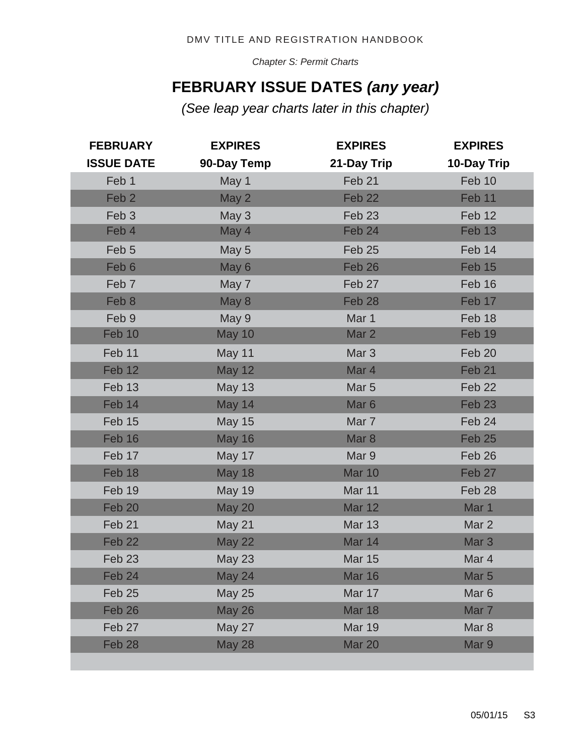# FEBRUARY ISSUE DATES *(any year)*

*(See leap year charts later in this chapter)*

| FEBRUARY ISSUE DATE | EXPIRES 90-Day Temp | EXPIRES 21-Day Trip | EXPIRES 10-Day Trip |
|---|---|---|---|
| Feb 1 | May 1 | Feb 21 | Feb 10 |
| Feb 2 | May 2 | Feb 22 | Feb 11 |
| Feb 3 | May 3 | Feb 23 | Feb 12 |
| Feb 4 | May 4 | Feb 24 | Feb 13 |
| Feb 5 | May 5 | Feb 25 | Feb 14 |
| Feb 6 | May 6 | Feb 26 | Feb 15 |
| Feb 7 | May 7 | Feb 27 | Feb 16 |
| Feb 8 | May 8 | Feb 28 | Feb 17 |
| Feb 9 | May 9 | Mar 1 | Feb 18 |
| Feb 10 | May 10 | Mar 2 | Feb 19 |
| Feb 11 | May 11 | Mar 3 | Feb 20 |
| Feb 12 | May 12 | Mar 4 | Feb 21 |
| Feb 13 | May 13 | Mar 5 | Feb 22 |
| Feb 14 | May 14 | Mar 6 | Feb 23 |
| Feb 15 | May 15 | Mar 7 | Feb 24 |
| Feb 16 | May 16 | Mar 8 | Feb 25 |
| Feb 17 | May 17 | Mar 9 | Feb 26 |
| Feb 18 | May 18 | Mar 10 | Feb 27 |
| Feb 19 | May 19 | Mar 11 | Feb 28 |
| Feb 20 | May 20 | Mar 12 | Mar 1 |
| Feb 21 | May 21 | Mar 13 | Mar 2 |
| Feb 22 | May 22 | Mar 14 | Mar 3 |
| Feb 23 | May 23 | Mar 15 | Mar 4 |
| Feb 24 | May 24 | Mar 16 | Mar 5 |
| Feb 25 | May 25 | Mar 17 | Mar 6 |
| Feb 26 | May 26 | Mar 18 | Mar 7 |
| Feb 27 | May 27 | Mar 19 | Mar 8 |
| Feb 28 | May 28 | Mar 20 | Mar 9 |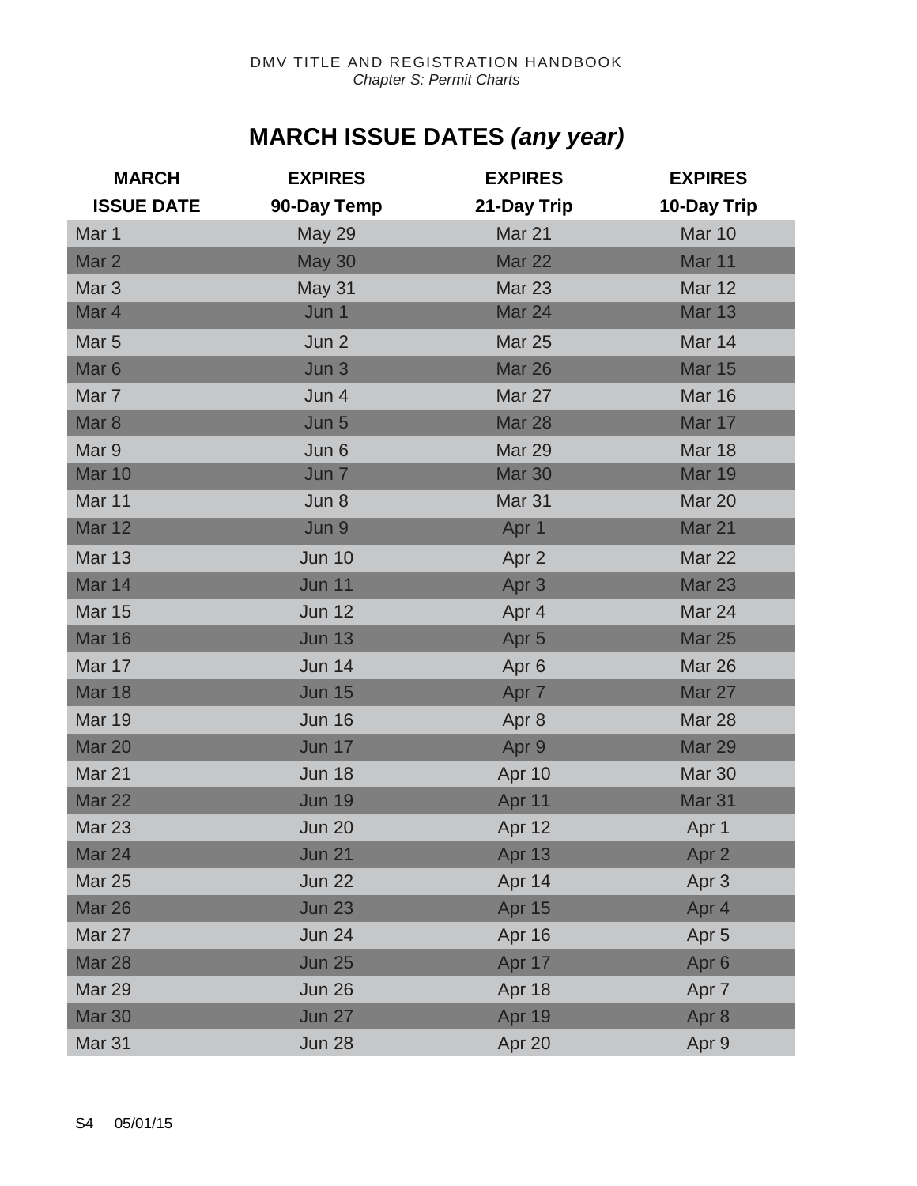# MARCH ISSUE DATES *(any year)*

| MARCH ISSUE DATE | EXPIRES 90-Day Temp | EXPIRES 21-Day Trip | EXPIRES 10-Day Trip |
|---|---|---|---|
| Mar 1 | May 29 | Mar 21 | Mar 10 |
| Mar 2 | May 30 | Mar 22 | Mar 11 |
| Mar 3 | May 31 | Mar 23 | Mar 12 |
| Mar 4 | Jun 1 | Mar 24 | Mar 13 |
| Mar 5 | Jun 2 | Mar 25 | Mar 14 |
| Mar 6 | Jun 3 | Mar 26 | Mar 15 |
| Mar 7 | Jun 4 | Mar 27 | Mar 16 |
| Mar 8 | Jun 5 | Mar 28 | Mar 17 |
| Mar 9 | Jun 6 | Mar 29 | Mar 18 |
| Mar 10 | Jun 7 | Mar 30 | Mar 19 |
| Mar 11 | Jun 8 | Mar 31 | Mar 20 |
| Mar 12 | Jun 9 | Apr 1 | Mar 21 |
| Mar 13 | Jun 10 | Apr 2 | Mar 22 |
| Mar 14 | Jun 11 | Apr 3 | Mar 23 |
| Mar 15 | Jun 12 | Apr 4 | Mar 24 |
| Mar 16 | Jun 13 | Apr 5 | Mar 25 |
| Mar 17 | Jun 14 | Apr 6 | Mar 26 |
| Mar 18 | Jun 15 | Apr 7 | Mar 27 |
| Mar 19 | Jun 16 | Apr 8 | Mar 28 |
| Mar 20 | Jun 17 | Apr 9 | Mar 29 |
| Mar 21 | Jun 18 | Apr 10 | Mar 30 |
| Mar 22 | Jun 19 | Apr 11 | Mar 31 |
| Mar 23 | Jun 20 | Apr 12 | Apr 1 |
| Mar 24 | Jun 21 | Apr 13 | Apr 2 |
| Mar 25 | Jun 22 | Apr 14 | Apr 3 |
| Mar 26 | Jun 23 | Apr 15 | Apr 4 |
| Mar 27 | Jun 24 | Apr 16 | Apr 5 |
| Mar 28 | Jun 25 | Apr 17 | Apr 6 |
| Mar 29 | Jun 26 | Apr 18 | Apr 7 |
| Mar 30 | Jun 27 | Apr 19 | Apr 8 |
| Mar 31 | Jun 28 | Apr 20 | Apr 9 |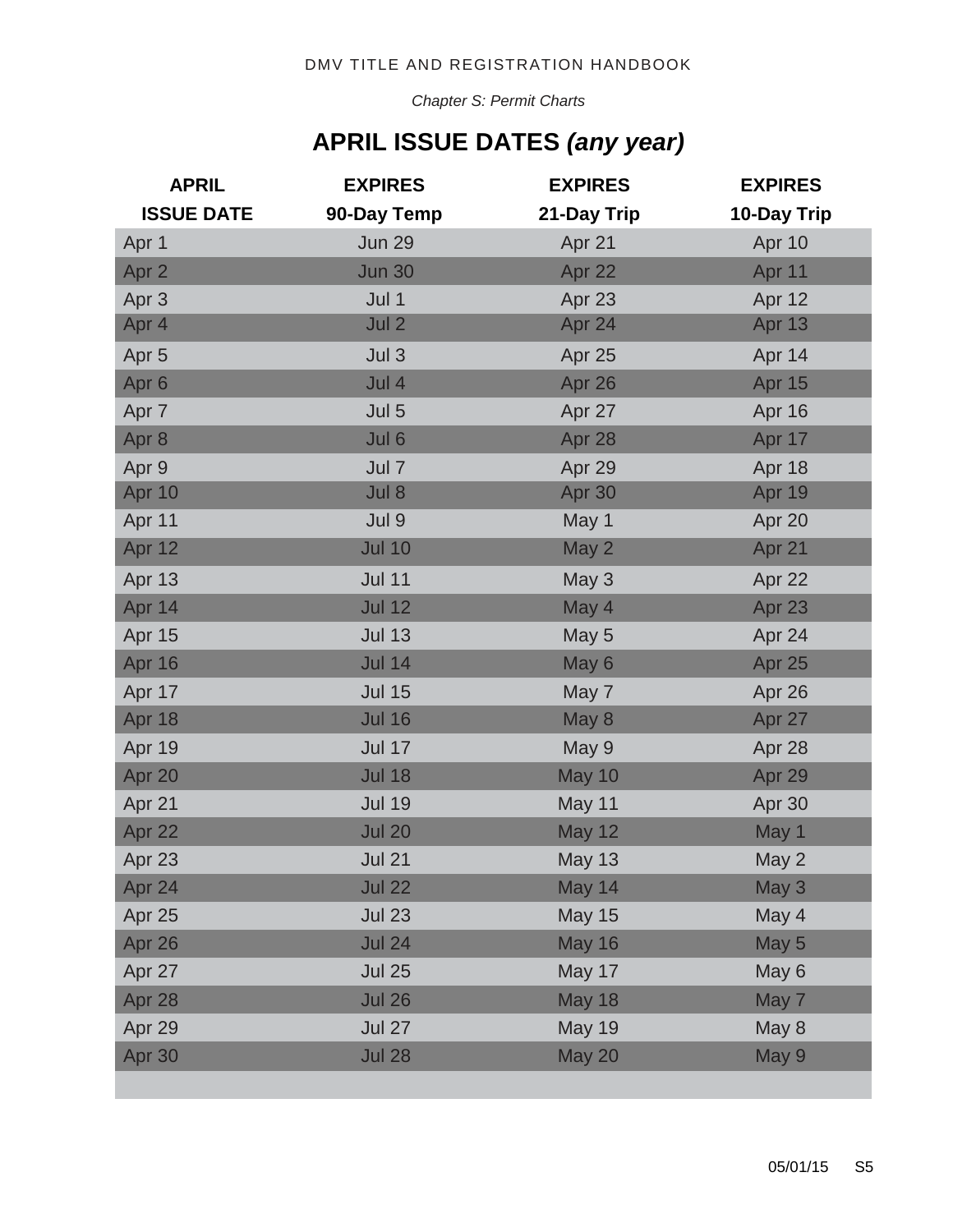## APRIL ISSUE DATES *(any year)*

| APRIL ISSUE DATE | EXPIRES 90-Day Temp | EXPIRES 21-Day Trip | EXPIRES 10-Day Trip |
|---|---|---|---|
| Apr 1 | Jun 29 | Apr 21 | Apr 10 |
| Apr 2 | Jun 30 | Apr 22 | Apr 11 |
| Apr 3 | Jul 1 | Apr 23 | Apr 12 |
| Apr 4 | Jul 2 | Apr 24 | Apr 13 |
| Apr 5 | Jul 3 | Apr 25 | Apr 14 |
| Apr 6 | Jul 4 | Apr 26 | Apr 15 |
| Apr 7 | Jul 5 | Apr 27 | Apr 16 |
| Apr 8 | Jul 6 | Apr 28 | Apr 17 |
| Apr 9 | Jul 7 | Apr 29 | Apr 18 |
| Apr 10 | Jul 8 | Apr 30 | Apr 19 |
| Apr 11 | Jul 9 | May 1 | Apr 20 |
| Apr 12 | Jul 10 | May 2 | Apr 21 |
| Apr 13 | Jul 11 | May 3 | Apr 22 |
| Apr 14 | Jul 12 | May 4 | Apr 23 |
| Apr 15 | Jul 13 | May 5 | Apr 24 |
| Apr 16 | Jul 14 | May 6 | Apr 25 |
| Apr 17 | Jul 15 | May 7 | Apr 26 |
| Apr 18 | Jul 16 | May 8 | Apr 27 |
| Apr 19 | Jul 17 | May 9 | Apr 28 |
| Apr 20 | Jul 18 | May 10 | Apr 29 |
| Apr 21 | Jul 19 | May 11 | Apr 30 |
| Apr 22 | Jul 20 | May 12 | May 1 |
| Apr 23 | Jul 21 | May 13 | May 2 |
| Apr 24 | Jul 22 | May 14 | May 3 |
| Apr 25 | Jul 23 | May 15 | May 4 |
| Apr 26 | Jul 24 | May 16 | May 5 |
| Apr 27 | Jul 25 | May 17 | May 6 |
| Apr 28 | Jul 26 | May 18 | May 7 |
| Apr 29 | Jul 27 | May 19 | May 8 |
| Apr 30 | Jul 28 | May 20 | May 9 |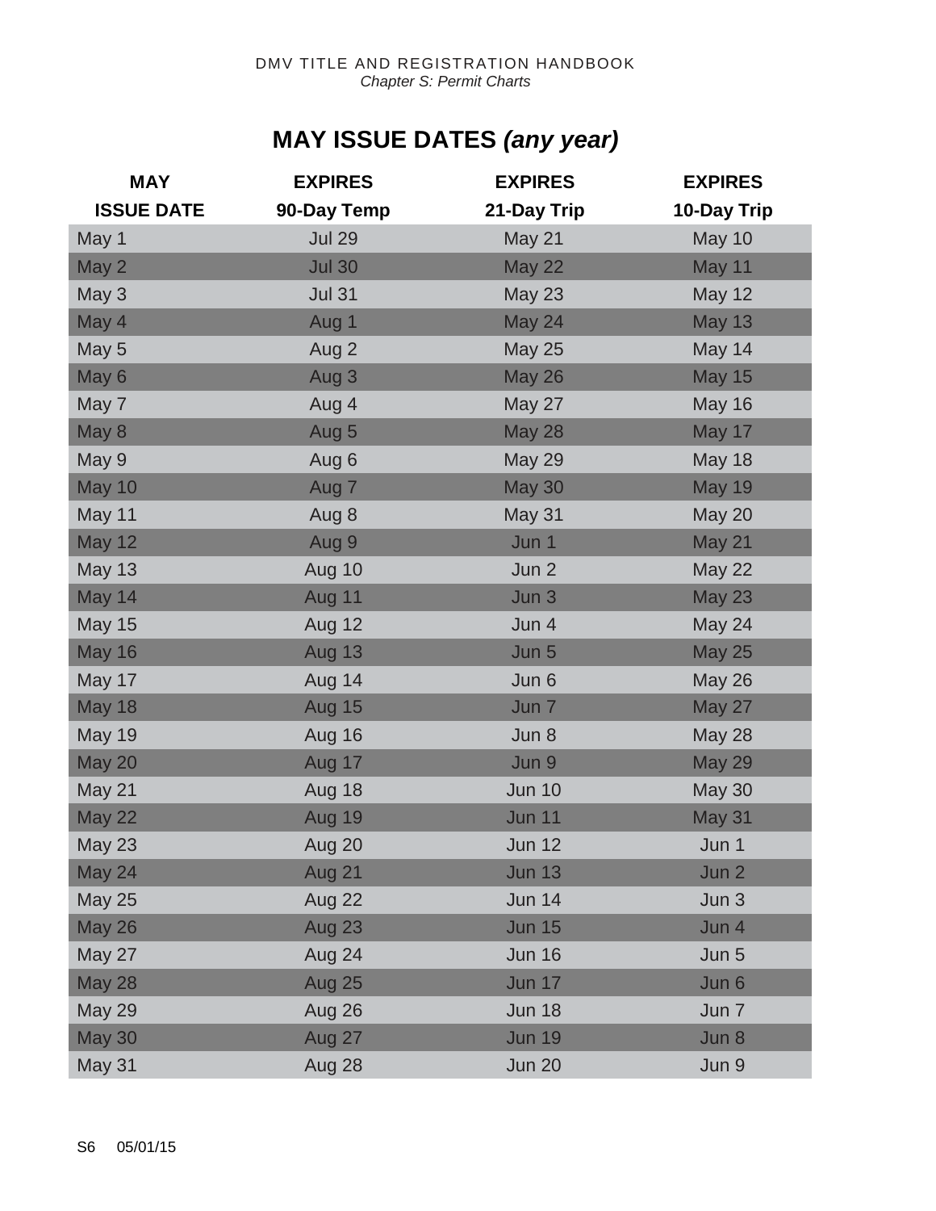# MAY ISSUE DATES *(any year)*

| MAY ISSUE DATE | EXPIRES 90-Day Temp | EXPIRES 21-Day Trip | EXPIRES 10-Day Trip |
|---|---|---|---|
| May 1 | Jul 29 | May 21 | May 10 |
| May 2 | Jul 30 | May 22 | May 11 |
| May 3 | Jul 31 | May 23 | May 12 |
| May 4 | Aug 1 | May 24 | May 13 |
| May 5 | Aug 2 | May 25 | May 14 |
| May 6 | Aug 3 | May 26 | May 15 |
| May 7 | Aug 4 | May 27 | May 16 |
| May 8 | Aug 5 | May 28 | May 17 |
| May 9 | Aug 6 | May 29 | May 18 |
| May 10 | Aug 7 | May 30 | May 19 |
| May 11 | Aug 8 | May 31 | May 20 |
| May 12 | Aug 9 | Jun 1 | May 21 |
| May 13 | Aug 10 | Jun 2 | May 22 |
| May 14 | Aug 11 | Jun 3 | May 23 |
| May 15 | Aug 12 | Jun 4 | May 24 |
| May 16 | Aug 13 | Jun 5 | May 25 |
| May 17 | Aug 14 | Jun 6 | May 26 |
| May 18 | Aug 15 | Jun 7 | May 27 |
| May 19 | Aug 16 | Jun 8 | May 28 |
| May 20 | Aug 17 | Jun 9 | May 29 |
| May 21 | Aug 18 | Jun 10 | May 30 |
| May 22 | Aug 19 | Jun 11 | May 31 |
| May 23 | Aug 20 | Jun 12 | Jun 1 |
| May 24 | Aug 21 | Jun 13 | Jun 2 |
| May 25 | Aug 22 | Jun 14 | Jun 3 |
| May 26 | Aug 23 | Jun 15 | Jun 4 |
| May 27 | Aug 24 | Jun 16 | Jun 5 |
| May 28 | Aug 25 | Jun 17 | Jun 6 |
| May 29 | Aug 26 | Jun 18 | Jun 7 |
| May 30 | Aug 27 | Jun 19 | Jun 8 |
| May 31 | Aug 28 | Jun 20 | Jun 9 |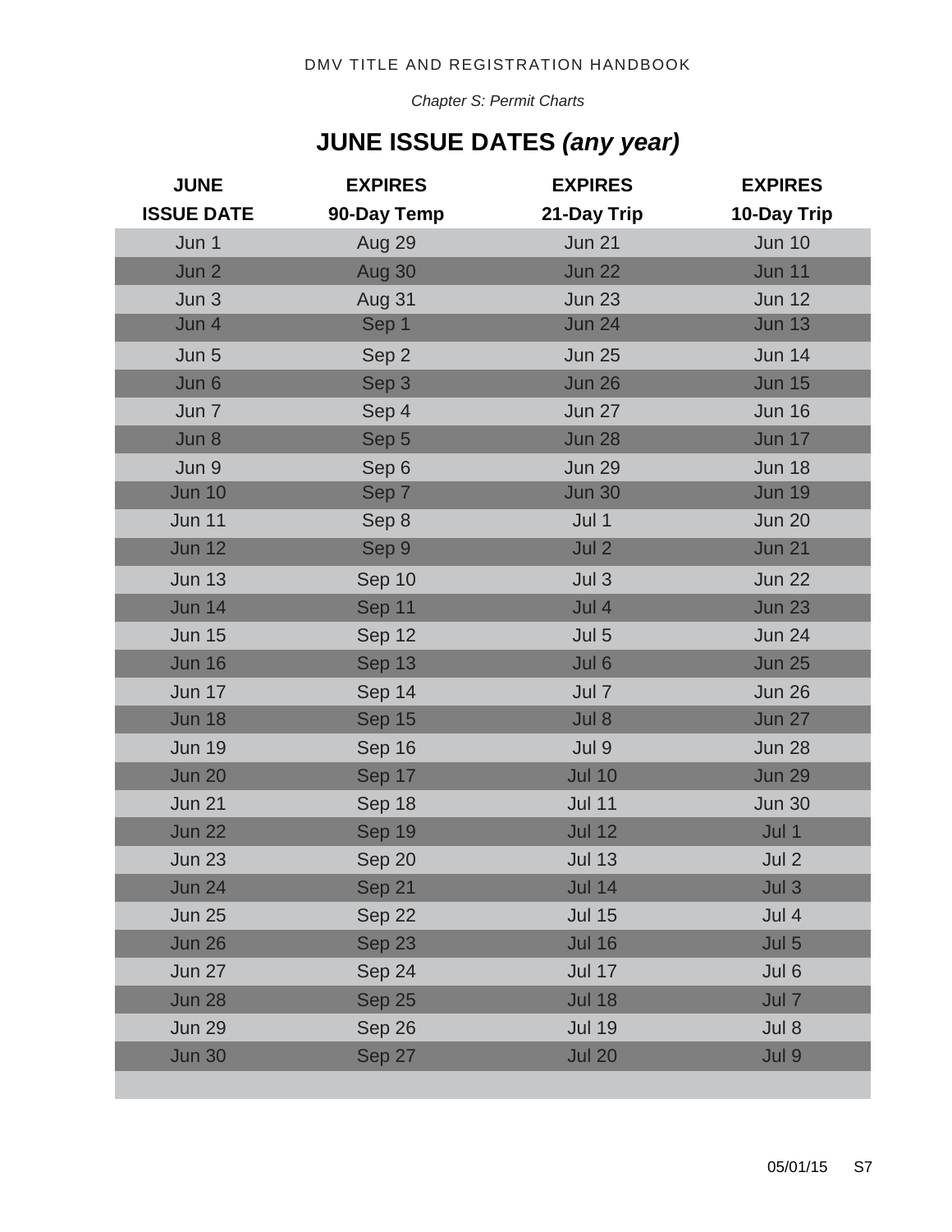Chapter S: Permit Charts

# JUNE ISSUE DATES *(any year)*

| JUNE ISSUE DATE | EXPIRES 90-Day Temp | EXPIRES 21-Day Trip | EXPIRES 10-Day Trip |
|---|---|---|---|
| Jun 1 | Aug 29 | Jun 21 | Jun 10 |
| Jun 2 | Aug 30 | Jun 22 | Jun 11 |
| Jun 3 | Aug 31 | Jun 23 | Jun 12 |
| Jun 4 | Sep 1 | Jun 24 | Jun 13 |
| Jun 5 | Sep 2 | Jun 25 | Jun 14 |
| Jun 6 | Sep 3 | Jun 26 | Jun 15 |
| Jun 7 | Sep 4 | Jun 27 | Jun 16 |
| Jun 8 | Sep 5 | Jun 28 | Jun 17 |
| Jun 9 | Sep 6 | Jun 29 | Jun 18 |
| Jun 10 | Sep 7 | Jun 30 | Jun 19 |
| Jun 11 | Sep 8 | Jul 1 | Jun 20 |
| Jun 12 | Sep 9 | Jul 2 | Jun 21 |
| Jun 13 | Sep 10 | Jul 3 | Jun 22 |
| Jun 14 | Sep 11 | Jul 4 | Jun 23 |
| Jun 15 | Sep 12 | Jul 5 | Jun 24 |
| Jun 16 | Sep 13 | Jul 6 | Jun 25 |
| Jun 17 | Sep 14 | Jul 7 | Jun 26 |
| Jun 18 | Sep 15 | Jul 8 | Jun 27 |
| Jun 19 | Sep 16 | Jul 9 | Jun 28 |
| Jun 20 | Sep 17 | Jul 10 | Jun 29 |
| Jun 21 | Sep 18 | Jul 11 | Jun 30 |
| Jun 22 | Sep 19 | Jul 12 | Jul 1 |
| Jun 23 | Sep 20 | Jul 13 | Jul 2 |
| Jun 24 | Sep 21 | Jul 14 | Jul 3 |
| Jun 25 | Sep 22 | Jul 15 | Jul 4 |
| Jun 26 | Sep 23 | Jul 16 | Jul 5 |
| Jun 27 | Sep 24 | Jul 17 | Jul 6 |
| Jun 28 | Sep 25 | Jul 18 | Jul 7 |
| Jun 29 | Sep 26 | Jul 19 | Jul 8 |
| Jun 30 | Sep 27 | Jul 20 | Jul 9 |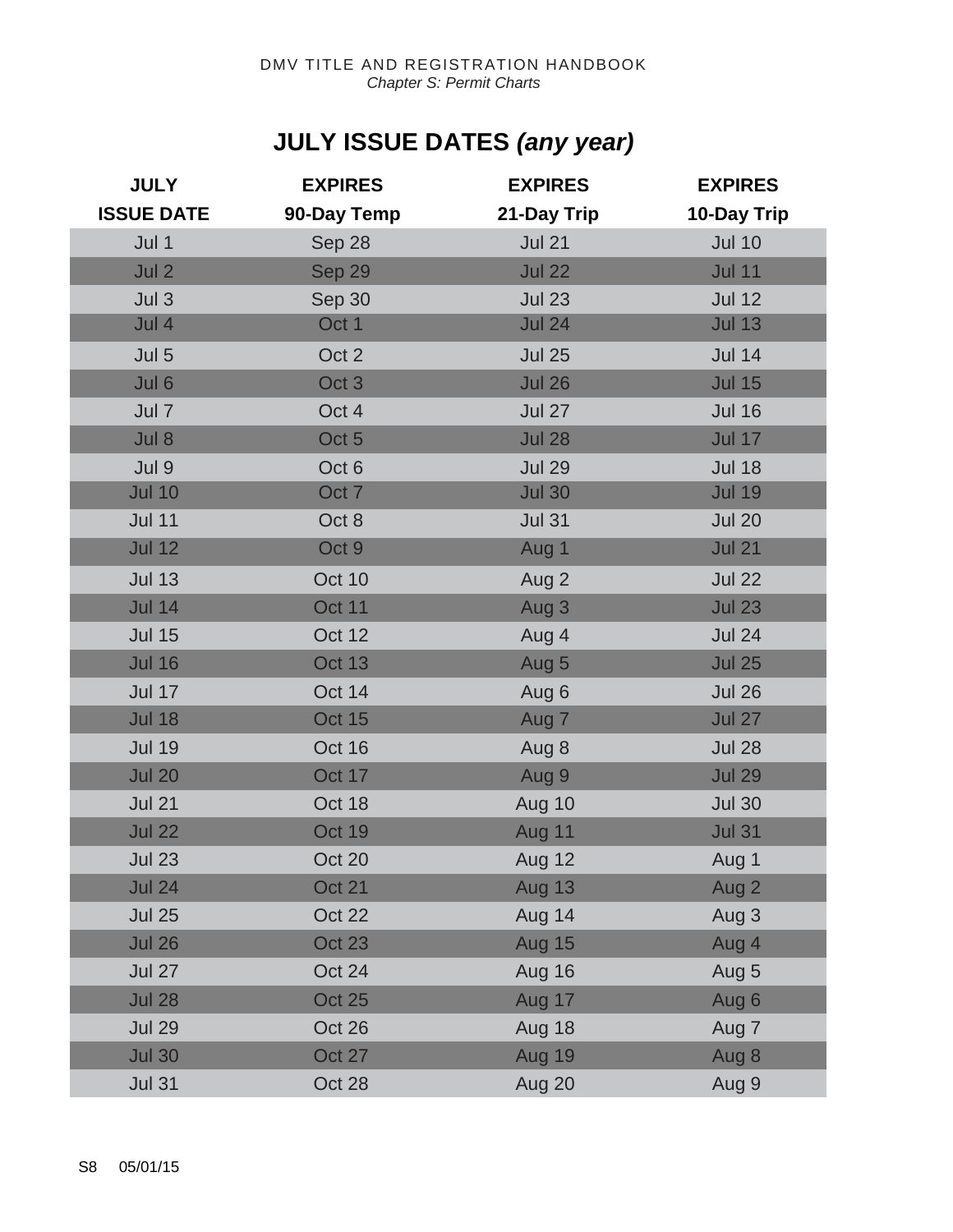# JULY ISSUE DATES *(any year)*

| JULY ISSUE DATE | EXPIRES 90-Day Temp | EXPIRES 21-Day Trip | EXPIRES 10-Day Trip |
|---|---|---|---|
| Jul 1 | Sep 28 | Jul 21 | Jul 10 |
| Jul 2 | Sep 29 | Jul 22 | Jul 11 |
| Jul 3 | Sep 30 | Jul 23 | Jul 12 |
| Jul 4 | Oct 1 | Jul 24 | Jul 13 |
| Jul 5 | Oct 2 | Jul 25 | Jul 14 |
| Jul 6 | Oct 3 | Jul 26 | Jul 15 |
| Jul 7 | Oct 4 | Jul 27 | Jul 16 |
| Jul 8 | Oct 5 | Jul 28 | Jul 17 |
| Jul 9 | Oct 6 | Jul 29 | Jul 18 |
| Jul 10 | Oct 7 | Jul 30 | Jul 19 |
| Jul 11 | Oct 8 | Jul 31 | Jul 20 |
| Jul 12 | Oct 9 | Aug 1 | Jul 21 |
| Jul 13 | Oct 10 | Aug 2 | Jul 22 |
| Jul 14 | Oct 11 | Aug 3 | Jul 23 |
| Jul 15 | Oct 12 | Aug 4 | Jul 24 |
| Jul 16 | Oct 13 | Aug 5 | Jul 25 |
| Jul 17 | Oct 14 | Aug 6 | Jul 26 |
| Jul 18 | Oct 15 | Aug 7 | Jul 27 |
| Jul 19 | Oct 16 | Aug 8 | Jul 28 |
| Jul 20 | Oct 17 | Aug 9 | Jul 29 |
| Jul 21 | Oct 18 | Aug 10 | Jul 30 |
| Jul 22 | Oct 19 | Aug 11 | Jul 31 |
| Jul 23 | Oct 20 | Aug 12 | Aug 1 |
| Jul 24 | Oct 21 | Aug 13 | Aug 2 |
| Jul 25 | Oct 22 | Aug 14 | Aug 3 |
| Jul 26 | Oct 23 | Aug 15 | Aug 4 |
| Jul 27 | Oct 24 | Aug 16 | Aug 5 |
| Jul 28 | Oct 25 | Aug 17 | Aug 6 |
| Jul 29 | Oct 26 | Aug 18 | Aug 7 |
| Jul 30 | Oct 27 | Aug 19 | Aug 8 |
| Jul 31 | Oct 28 | Aug 20 | Aug 9 |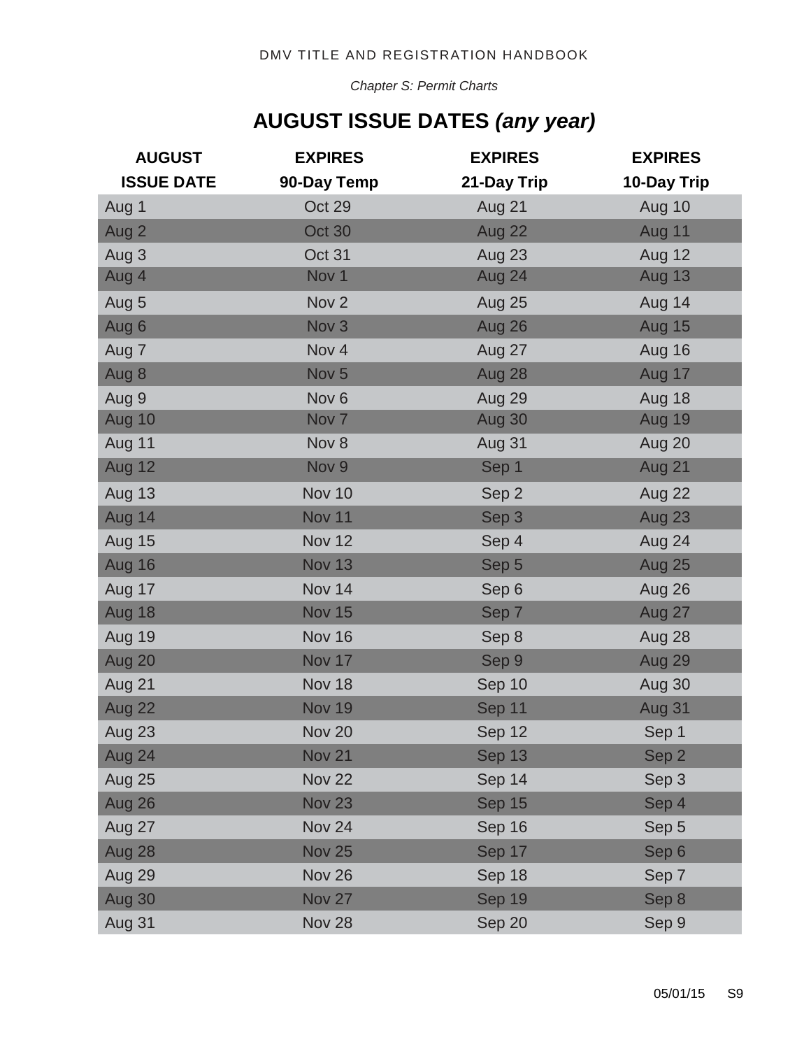Chapter S: Permit Charts

# AUGUST ISSUE DATES *(any year)*

| AUGUST ISSUE DATE | EXPIRES 90-Day Temp | EXPIRES 21-Day Trip | EXPIRES 10-Day Trip |
|---|---|---|---|
| Aug 1 | Oct 29 | Aug 21 | Aug 10 |
| Aug 2 | Oct 30 | Aug 22 | Aug 11 |
| Aug 3 | Oct 31 | Aug 23 | Aug 12 |
| Aug 4 | Nov 1 | Aug 24 | Aug 13 |
| Aug 5 | Nov 2 | Aug 25 | Aug 14 |
| Aug 6 | Nov 3 | Aug 26 | Aug 15 |
| Aug 7 | Nov 4 | Aug 27 | Aug 16 |
| Aug 8 | Nov 5 | Aug 28 | Aug 17 |
| Aug 9 | Nov 6 | Aug 29 | Aug 18 |
| Aug 10 | Nov 7 | Aug 30 | Aug 19 |
| Aug 11 | Nov 8 | Aug 31 | Aug 20 |
| Aug 12 | Nov 9 | Sep 1 | Aug 21 |
| Aug 13 | Nov 10 | Sep 2 | Aug 22 |
| Aug 14 | Nov 11 | Sep 3 | Aug 23 |
| Aug 15 | Nov 12 | Sep 4 | Aug 24 |
| Aug 16 | Nov 13 | Sep 5 | Aug 25 |
| Aug 17 | Nov 14 | Sep 6 | Aug 26 |
| Aug 18 | Nov 15 | Sep 7 | Aug 27 |
| Aug 19 | Nov 16 | Sep 8 | Aug 28 |
| Aug 20 | Nov 17 | Sep 9 | Aug 29 |
| Aug 21 | Nov 18 | Sep 10 | Aug 30 |
| Aug 22 | Nov 19 | Sep 11 | Aug 31 |
| Aug 23 | Nov 20 | Sep 12 | Sep 1 |
| Aug 24 | Nov 21 | Sep 13 | Sep 2 |
| Aug 25 | Nov 22 | Sep 14 | Sep 3 |
| Aug 26 | Nov 23 | Sep 15 | Sep 4 |
| Aug 27 | Nov 24 | Sep 16 | Sep 5 |
| Aug 28 | Nov 25 | Sep 17 | Sep 6 |
| Aug 29 | Nov 26 | Sep 18 | Sep 7 |
| Aug 30 | Nov 27 | Sep 19 | Sep 8 |
| Aug 31 | Nov 28 | Sep 20 | Sep 9 |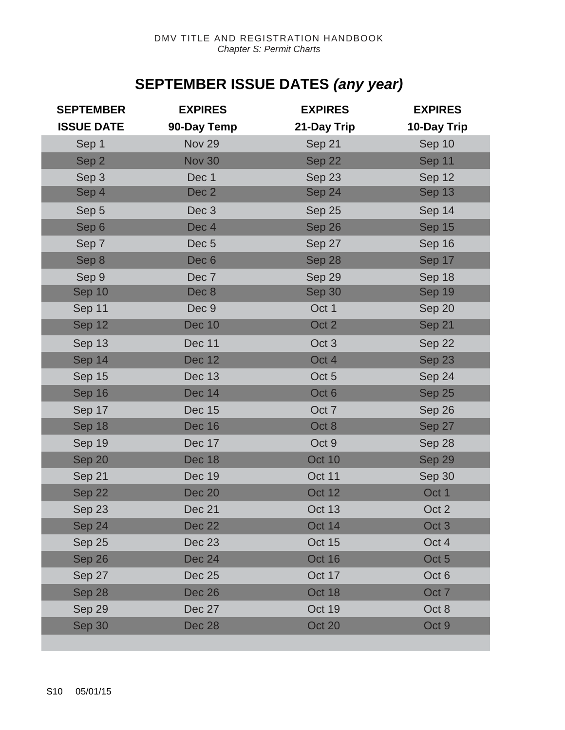# SEPTEMBER ISSUE DATES *(any year)*

| SEPTEMBER ISSUE DATE | EXPIRES 90-Day Temp | EXPIRES 21-Day Trip | EXPIRES 10-Day Trip |
|---|---|---|---|
| Sep 1 | Nov 29 | Sep 21 | Sep 10 |
| Sep 2 | Nov 30 | Sep 22 | Sep 11 |
| Sep 3 | Dec 1 | Sep 23 | Sep 12 |
| Sep 4 | Dec 2 | Sep 24 | Sep 13 |
| Sep 5 | Dec 3 | Sep 25 | Sep 14 |
| Sep 6 | Dec 4 | Sep 26 | Sep 15 |
| Sep 7 | Dec 5 | Sep 27 | Sep 16 |
| Sep 8 | Dec 6 | Sep 28 | Sep 17 |
| Sep 9 | Dec 7 | Sep 29 | Sep 18 |
| Sep 10 | Dec 8 | Sep 30 | Sep 19 |
| Sep 11 | Dec 9 | Oct 1 | Sep 20 |
| Sep 12 | Dec 10 | Oct 2 | Sep 21 |
| Sep 13 | Dec 11 | Oct 3 | Sep 22 |
| Sep 14 | Dec 12 | Oct 4 | Sep 23 |
| Sep 15 | Dec 13 | Oct 5 | Sep 24 |
| Sep 16 | Dec 14 | Oct 6 | Sep 25 |
| Sep 17 | Dec 15 | Oct 7 | Sep 26 |
| Sep 18 | Dec 16 | Oct 8 | Sep 27 |
| Sep 19 | Dec 17 | Oct 9 | Sep 28 |
| Sep 20 | Dec 18 | Oct 10 | Sep 29 |
| Sep 21 | Dec 19 | Oct 11 | Sep 30 |
| Sep 22 | Dec 20 | Oct 12 | Oct 1 |
| Sep 23 | Dec 21 | Oct 13 | Oct 2 |
| Sep 24 | Dec 22 | Oct 14 | Oct 3 |
| Sep 25 | Dec 23 | Oct 15 | Oct 4 |
| Sep 26 | Dec 24 | Oct 16 | Oct 5 |
| Sep 27 | Dec 25 | Oct 17 | Oct 6 |
| Sep 28 | Dec 26 | Oct 18 | Oct 7 |
| Sep 29 | Dec 27 | Oct 19 | Oct 8 |
| Sep 30 | Dec 28 | Oct 20 | Oct 9 |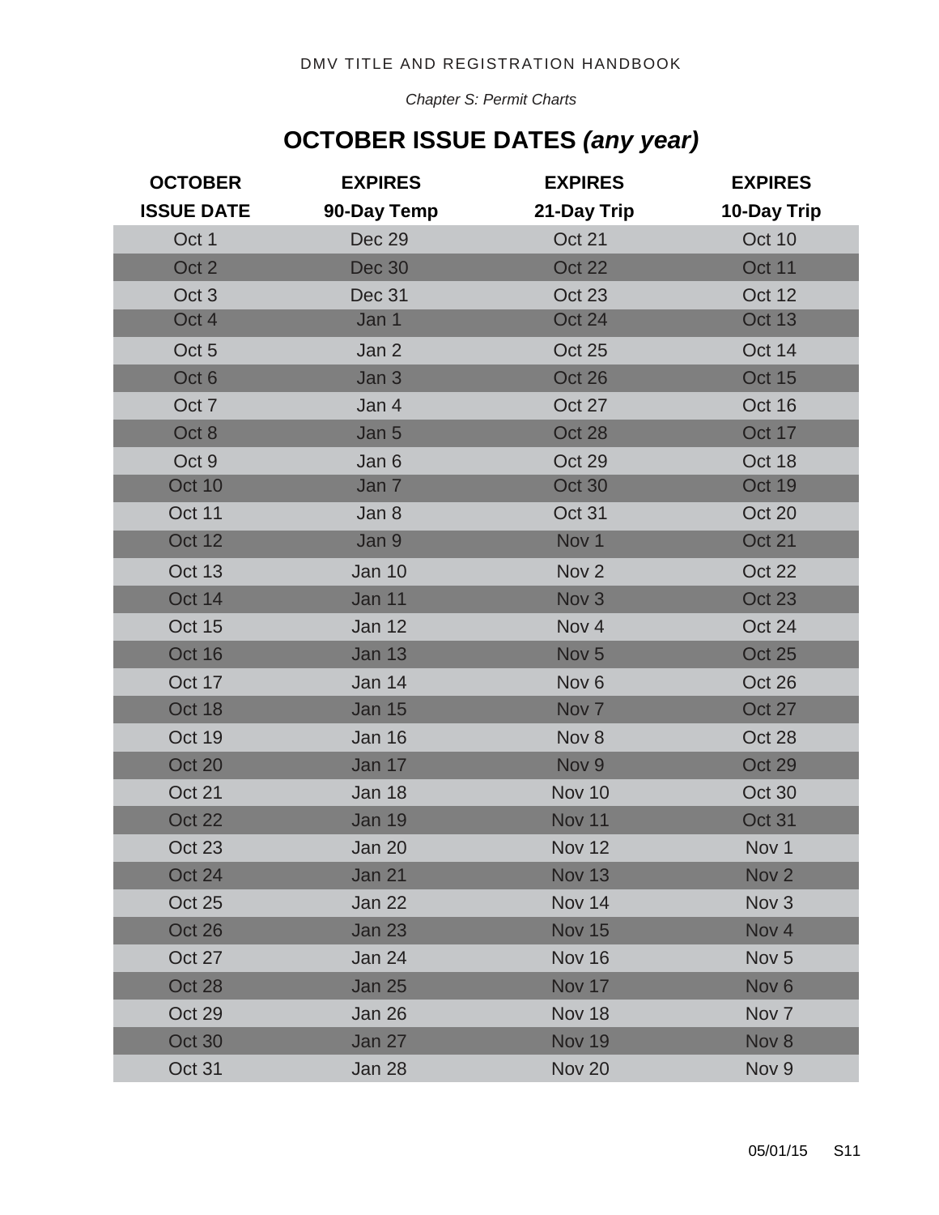Chapter S: Permit Charts

# OCTOBER ISSUE DATES *(any year)*

| OCTOBER ISSUE DATE | EXPIRES 90-Day Temp | EXPIRES 21-Day Trip | EXPIRES 10-Day Trip |
|---|---|---|---|
| Oct 1 | Dec 29 | Oct 21 | Oct 10 |
| Oct 2 | Dec 30 | Oct 22 | Oct 11 |
| Oct 3 | Dec 31 | Oct 23 | Oct 12 |
| Oct 4 | Jan 1 | Oct 24 | Oct 13 |
| Oct 5 | Jan 2 | Oct 25 | Oct 14 |
| Oct 6 | Jan 3 | Oct 26 | Oct 15 |
| Oct 7 | Jan 4 | Oct 27 | Oct 16 |
| Oct 8 | Jan 5 | Oct 28 | Oct 17 |
| Oct 9 | Jan 6 | Oct 29 | Oct 18 |
| Oct 10 | Jan 7 | Oct 30 | Oct 19 |
| Oct 11 | Jan 8 | Oct 31 | Oct 20 |
| Oct 12 | Jan 9 | Nov 1 | Oct 21 |
| Oct 13 | Jan 10 | Nov 2 | Oct 22 |
| Oct 14 | Jan 11 | Nov 3 | Oct 23 |
| Oct 15 | Jan 12 | Nov 4 | Oct 24 |
| Oct 16 | Jan 13 | Nov 5 | Oct 25 |
| Oct 17 | Jan 14 | Nov 6 | Oct 26 |
| Oct 18 | Jan 15 | Nov 7 | Oct 27 |
| Oct 19 | Jan 16 | Nov 8 | Oct 28 |
| Oct 20 | Jan 17 | Nov 9 | Oct 29 |
| Oct 21 | Jan 18 | Nov 10 | Oct 30 |
| Oct 22 | Jan 19 | Nov 11 | Oct 31 |
| Oct 23 | Jan 20 | Nov 12 | Nov 1 |
| Oct 24 | Jan 21 | Nov 13 | Nov 2 |
| Oct 25 | Jan 22 | Nov 14 | Nov 3 |
| Oct 26 | Jan 23 | Nov 15 | Nov 4 |
| Oct 27 | Jan 24 | Nov 16 | Nov 5 |
| Oct 28 | Jan 25 | Nov 17 | Nov 6 |
| Oct 29 | Jan 26 | Nov 18 | Nov 7 |
| Oct 30 | Jan 27 | Nov 19 | Nov 8 |
| Oct 31 | Jan 28 | Nov 20 | Nov 9 |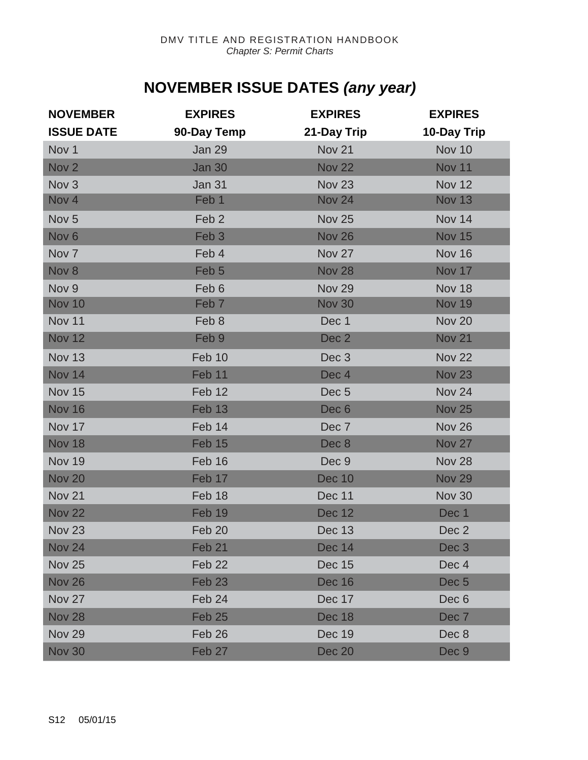DMV TITLE AND REGISTRATION HANDBOOK
*Chapter S: Permit Charts*

# NOVEMBER ISSUE DATES *(any year)*

| NOVEMBER ISSUE DATE | EXPIRES 90-Day Temp | EXPIRES 21-Day Trip | EXPIRES 10-Day Trip |
|---|---|---|---|
| Nov 1 | Jan 29 | Nov 21 | Nov 10 |
| Nov 2 | Jan 30 | Nov 22 | Nov 11 |
| Nov 3 | Jan 31 | Nov 23 | Nov 12 |
| Nov 4 | Feb 1 | Nov 24 | Nov 13 |
| Nov 5 | Feb 2 | Nov 25 | Nov 14 |
| Nov 6 | Feb 3 | Nov 26 | Nov 15 |
| Nov 7 | Feb 4 | Nov 27 | Nov 16 |
| Nov 8 | Feb 5 | Nov 28 | Nov 17 |
| Nov 9 | Feb 6 | Nov 29 | Nov 18 |
| Nov 10 | Feb 7 | Nov 30 | Nov 19 |
| Nov 11 | Feb 8 | Dec 1 | Nov 20 |
| Nov 12 | Feb 9 | Dec 2 | Nov 21 |
| Nov 13 | Feb 10 | Dec 3 | Nov 22 |
| Nov 14 | Feb 11 | Dec 4 | Nov 23 |
| Nov 15 | Feb 12 | Dec 5 | Nov 24 |
| Nov 16 | Feb 13 | Dec 6 | Nov 25 |
| Nov 17 | Feb 14 | Dec 7 | Nov 26 |
| Nov 18 | Feb 15 | Dec 8 | Nov 27 |
| Nov 19 | Feb 16 | Dec 9 | Nov 28 |
| Nov 20 | Feb 17 | Dec 10 | Nov 29 |
| Nov 21 | Feb 18 | Dec 11 | Nov 30 |
| Nov 22 | Feb 19 | Dec 12 | Dec 1 |
| Nov 23 | Feb 20 | Dec 13 | Dec 2 |
| Nov 24 | Feb 21 | Dec 14 | Dec 3 |
| Nov 25 | Feb 22 | Dec 15 | Dec 4 |
| Nov 26 | Feb 23 | Dec 16 | Dec 5 |
| Nov 27 | Feb 24 | Dec 17 | Dec 6 |
| Nov 28 | Feb 25 | Dec 18 | Dec 7 |
| Nov 29 | Feb 26 | Dec 19 | Dec 8 |
| Nov 30 | Feb 27 | Dec 20 | Dec 9 |

S12 05/01/15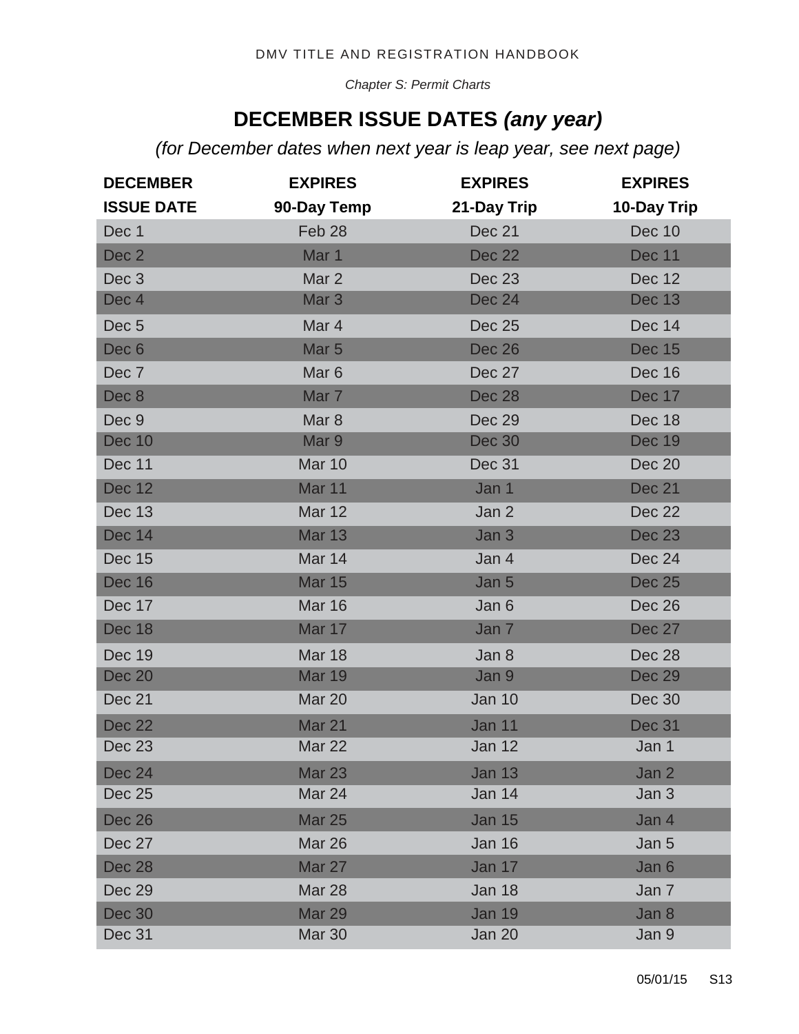## DECEMBER ISSUE DATES *(any year)*

*(for December dates when next year is leap year, see next page)*

| DECEMBER ISSUE DATE | EXPIRES 90-Day Temp | EXPIRES 21-Day Trip | EXPIRES 10-Day Trip |
|---|---|---|---|
| Dec 1 | Feb 28 | Dec 21 | Dec 10 |
| Dec 2 | Mar 1 | Dec 22 | Dec 11 |
| Dec 3 | Mar 2 | Dec 23 | Dec 12 |
| Dec 4 | Mar 3 | Dec 24 | Dec 13 |
| Dec 5 | Mar 4 | Dec 25 | Dec 14 |
| Dec 6 | Mar 5 | Dec 26 | Dec 15 |
| Dec 7 | Mar 6 | Dec 27 | Dec 16 |
| Dec 8 | Mar 7 | Dec 28 | Dec 17 |
| Dec 9 | Mar 8 | Dec 29 | Dec 18 |
| Dec 10 | Mar 9 | Dec 30 | Dec 19 |
| Dec 11 | Mar 10 | Dec 31 | Dec 20 |
| Dec 12 | Mar 11 | Jan 1 | Dec 21 |
| Dec 13 | Mar 12 | Jan 2 | Dec 22 |
| Dec 14 | Mar 13 | Jan 3 | Dec 23 |
| Dec 15 | Mar 14 | Jan 4 | Dec 24 |
| Dec 16 | Mar 15 | Jan 5 | Dec 25 |
| Dec 17 | Mar 16 | Jan 6 | Dec 26 |
| Dec 18 | Mar 17 | Jan 7 | Dec 27 |
| Dec 19 | Mar 18 | Jan 8 | Dec 28 |
| Dec 20 | Mar 19 | Jan 9 | Dec 29 |
| Dec 21 | Mar 20 | Jan 10 | Dec 30 |
| Dec 22 | Mar 21 | Jan 11 | Dec 31 |
| Dec 23 | Mar 22 | Jan 12 | Jan 1 |
| Dec 24 | Mar 23 | Jan 13 | Jan 2 |
| Dec 25 | Mar 24 | Jan 14 | Jan 3 |
| Dec 26 | Mar 25 | Jan 15 | Jan 4 |
| Dec 27 | Mar 26 | Jan 16 | Jan 5 |
| Dec 28 | Mar 27 | Jan 17 | Jan 6 |
| Dec 29 | Mar 28 | Jan 18 | Jan 7 |
| Dec 30 | Mar 29 | Jan 19 | Jan 8 |
| Dec 31 | Mar 30 | Jan 20 | Jan 9 |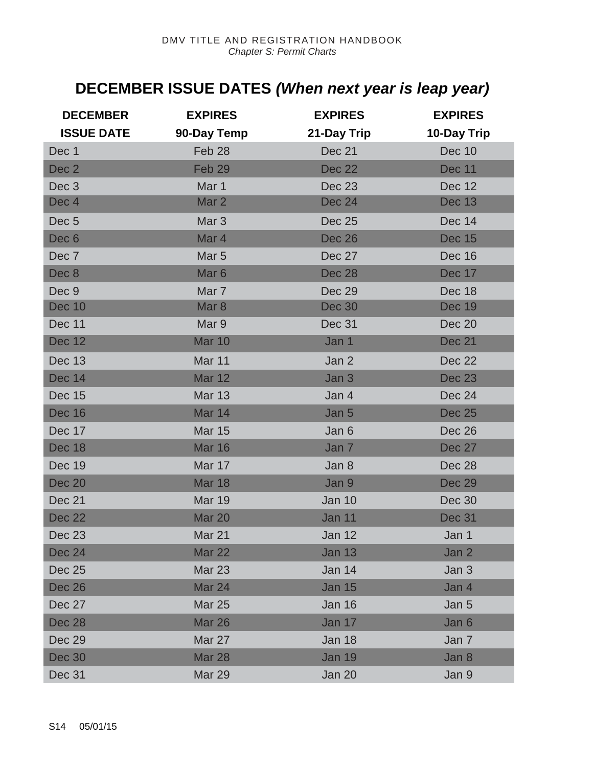# DECEMBER ISSUE DATES *(When next year is leap year)*

| DECEMBER ISSUE DATE | EXPIRES 90-Day Temp | EXPIRES 21-Day Trip | EXPIRES 10-Day Trip |
|---|---|---|---|
| Dec 1 | Feb 28 | Dec 21 | Dec 10 |
| Dec 2 | Feb 29 | Dec 22 | Dec 11 |
| Dec 3 | Mar 1 | Dec 23 | Dec 12 |
| Dec 4 | Mar 2 | Dec 24 | Dec 13 |
| Dec 5 | Mar 3 | Dec 25 | Dec 14 |
| Dec 6 | Mar 4 | Dec 26 | Dec 15 |
| Dec 7 | Mar 5 | Dec 27 | Dec 16 |
| Dec 8 | Mar 6 | Dec 28 | Dec 17 |
| Dec 9 | Mar 7 | Dec 29 | Dec 18 |
| Dec 10 | Mar 8 | Dec 30 | Dec 19 |
| Dec 11 | Mar 9 | Dec 31 | Dec 20 |
| Dec 12 | Mar 10 | Jan 1 | Dec 21 |
| Dec 13 | Mar 11 | Jan 2 | Dec 22 |
| Dec 14 | Mar 12 | Jan 3 | Dec 23 |
| Dec 15 | Mar 13 | Jan 4 | Dec 24 |
| Dec 16 | Mar 14 | Jan 5 | Dec 25 |
| Dec 17 | Mar 15 | Jan 6 | Dec 26 |
| Dec 18 | Mar 16 | Jan 7 | Dec 27 |
| Dec 19 | Mar 17 | Jan 8 | Dec 28 |
| Dec 20 | Mar 18 | Jan 9 | Dec 29 |
| Dec 21 | Mar 19 | Jan 10 | Dec 30 |
| Dec 22 | Mar 20 | Jan 11 | Dec 31 |
| Dec 23 | Mar 21 | Jan 12 | Jan 1 |
| Dec 24 | Mar 22 | Jan 13 | Jan 2 |
| Dec 25 | Mar 23 | Jan 14 | Jan 3 |
| Dec 26 | Mar 24 | Jan 15 | Jan 4 |
| Dec 27 | Mar 25 | Jan 16 | Jan 5 |
| Dec 28 | Mar 26 | Jan 17 | Jan 6 |
| Dec 29 | Mar 27 | Jan 18 | Jan 7 |
| Dec 30 | Mar 28 | Jan 19 | Jan 8 |
| Dec 31 | Mar 29 | Jan 20 | Jan 9 |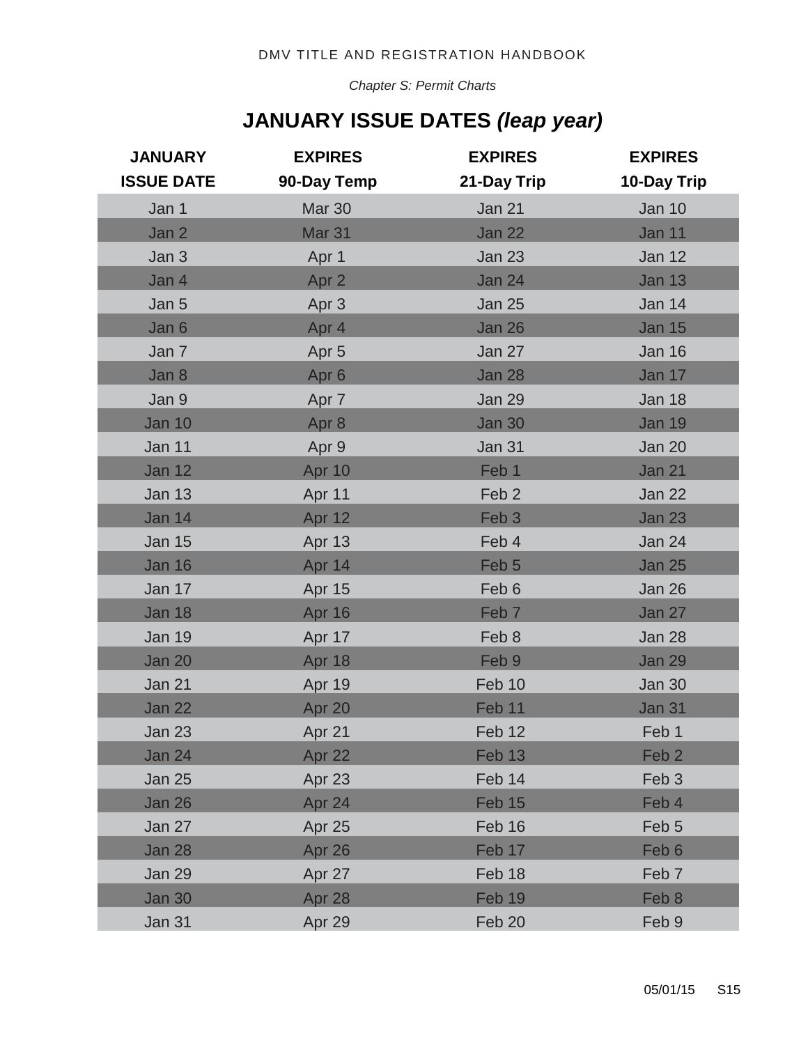## JANUARY ISSUE DATES *(leap year)*

| JANUARY ISSUE DATE | EXPIRES 90-Day Temp | EXPIRES 21-Day Trip | EXPIRES 10-Day Trip |
|---|---|---|---|
| Jan 1 | Mar 30 | Jan 21 | Jan 10 |
| Jan 2 | Mar 31 | Jan 22 | Jan 11 |
| Jan 3 | Apr 1 | Jan 23 | Jan 12 |
| Jan 4 | Apr 2 | Jan 24 | Jan 13 |
| Jan 5 | Apr 3 | Jan 25 | Jan 14 |
| Jan 6 | Apr 4 | Jan 26 | Jan 15 |
| Jan 7 | Apr 5 | Jan 27 | Jan 16 |
| Jan 8 | Apr 6 | Jan 28 | Jan 17 |
| Jan 9 | Apr 7 | Jan 29 | Jan 18 |
| Jan 10 | Apr 8 | Jan 30 | Jan 19 |
| Jan 11 | Apr 9 | Jan 31 | Jan 20 |
| Jan 12 | Apr 10 | Feb 1 | Jan 21 |
| Jan 13 | Apr 11 | Feb 2 | Jan 22 |
| Jan 14 | Apr 12 | Feb 3 | Jan 23 |
| Jan 15 | Apr 13 | Feb 4 | Jan 24 |
| Jan 16 | Apr 14 | Feb 5 | Jan 25 |
| Jan 17 | Apr 15 | Feb 6 | Jan 26 |
| Jan 18 | Apr 16 | Feb 7 | Jan 27 |
| Jan 19 | Apr 17 | Feb 8 | Jan 28 |
| Jan 20 | Apr 18 | Feb 9 | Jan 29 |
| Jan 21 | Apr 19 | Feb 10 | Jan 30 |
| Jan 22 | Apr 20 | Feb 11 | Jan 31 |
| Jan 23 | Apr 21 | Feb 12 | Feb 1 |
| Jan 24 | Apr 22 | Feb 13 | Feb 2 |
| Jan 25 | Apr 23 | Feb 14 | Feb 3 |
| Jan 26 | Apr 24 | Feb 15 | Feb 4 |
| Jan 27 | Apr 25 | Feb 16 | Feb 5 |
| Jan 28 | Apr 26 | Feb 17 | Feb 6 |
| Jan 29 | Apr 27 | Feb 18 | Feb 7 |
| Jan 30 | Apr 28 | Feb 19 | Feb 8 |
| Jan 31 | Apr 29 | Feb 20 | Feb 9 |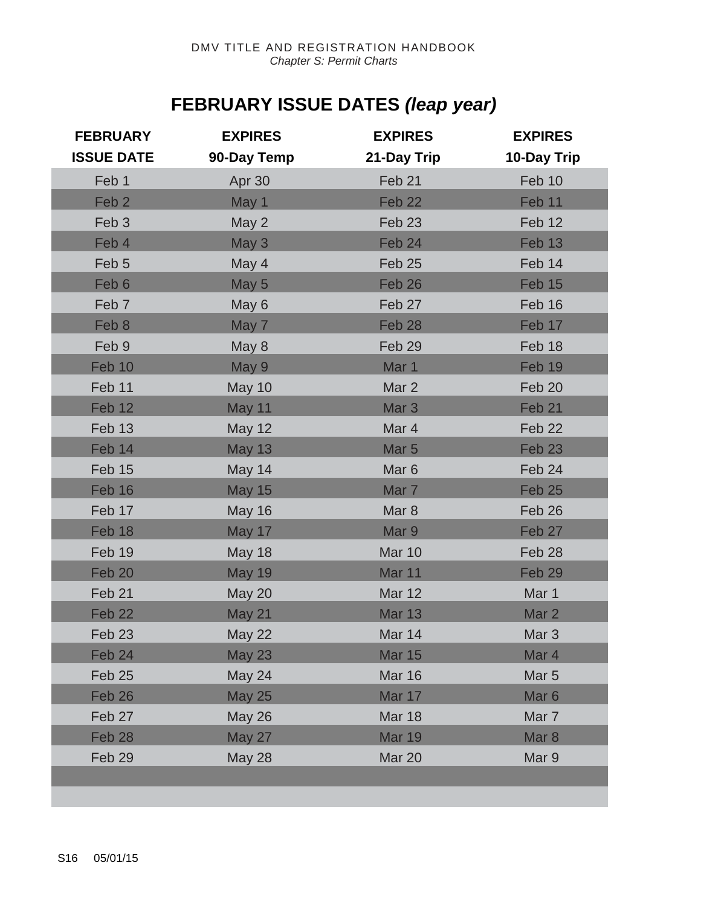## FEBRUARY ISSUE DATES *(leap year)*

| FEBRUARY ISSUE DATE | EXPIRES 90-Day Temp | EXPIRES 21-Day Trip | EXPIRES 10-Day Trip |
|---|---|---|---|
| Feb 1 | Apr 30 | Feb 21 | Feb 10 |
| Feb 2 | May 1 | Feb 22 | Feb 11 |
| Feb 3 | May 2 | Feb 23 | Feb 12 |
| Feb 4 | May 3 | Feb 24 | Feb 13 |
| Feb 5 | May 4 | Feb 25 | Feb 14 |
| Feb 6 | May 5 | Feb 26 | Feb 15 |
| Feb 7 | May 6 | Feb 27 | Feb 16 |
| Feb 8 | May 7 | Feb 28 | Feb 17 |
| Feb 9 | May 8 | Feb 29 | Feb 18 |
| Feb 10 | May 9 | Mar 1 | Feb 19 |
| Feb 11 | May 10 | Mar 2 | Feb 20 |
| Feb 12 | May 11 | Mar 3 | Feb 21 |
| Feb 13 | May 12 | Mar 4 | Feb 22 |
| Feb 14 | May 13 | Mar 5 | Feb 23 |
| Feb 15 | May 14 | Mar 6 | Feb 24 |
| Feb 16 | May 15 | Mar 7 | Feb 25 |
| Feb 17 | May 16 | Mar 8 | Feb 26 |
| Feb 18 | May 17 | Mar 9 | Feb 27 |
| Feb 19 | May 18 | Mar 10 | Feb 28 |
| Feb 20 | May 19 | Mar 11 | Feb 29 |
| Feb 21 | May 20 | Mar 12 | Mar 1 |
| Feb 22 | May 21 | Mar 13 | Mar 2 |
| Feb 23 | May 22 | Mar 14 | Mar 3 |
| Feb 24 | May 23 | Mar 15 | Mar 4 |
| Feb 25 | May 24 | Mar 16 | Mar 5 |
| Feb 26 | May 25 | Mar 17 | Mar 6 |
| Feb 27 | May 26 | Mar 18 | Mar 7 |
| Feb 28 | May 27 | Mar 19 | Mar 8 |
| Feb 29 | May 28 | Mar 20 | Mar 9 |